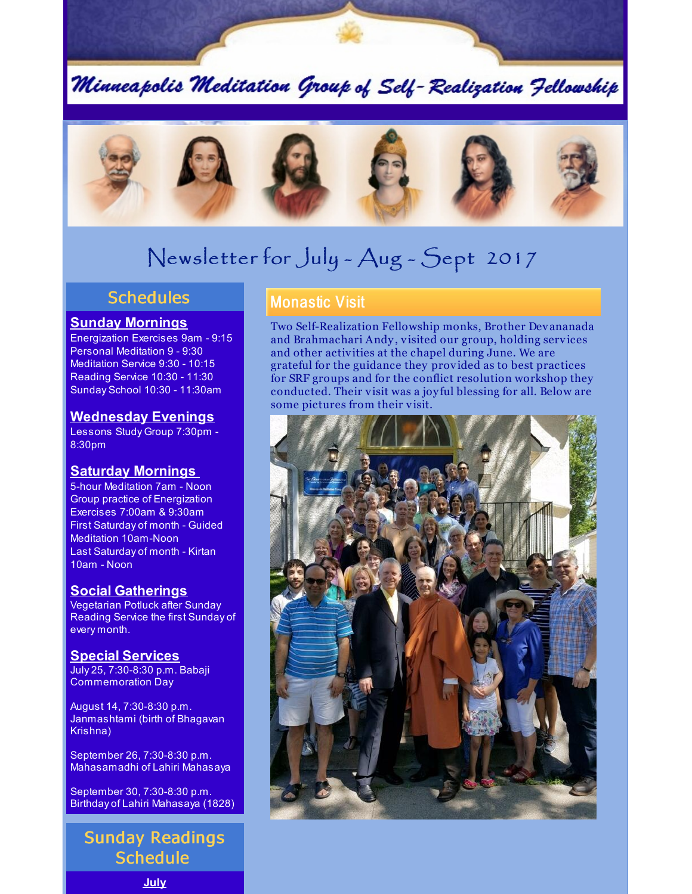# Minneapolis Meditation Group of Self-Realization Fellowship

## Newsletter for July - Aug - Sept 2017

## Schedules

**Sunday Mornings**
Energization Exercises 9am - 9:15
Personal Meditation 9 - 9:30
Meditation Service 9:30 - 10:15
Reading Service 10:30 - 11:30
Sunday School 10:30 - 11:30am

**Wednesday Evenings**
Lessons Study Group 7:30pm - 8:30pm

**Saturday Mornings**
5-hour Meditation 7am - Noon
Group practice of Energization Exercises 7:00am & 9:30am
First Saturday of month - Guided Meditation 10am-Noon
Last Saturday of month - Kirtan 10am - Noon

**Social Gatherings**
Vegetarian Potluck after Sunday Reading Service the first Sunday of every month.

**Special Services**
July 25, 7:30-8:30 p.m. Babaji Commemoration Day

August 14, 7:30-8:30 p.m. Janmashtami (birth of Bhagavan Krishna)

September 26, 7:30-8:30 p.m. Mahasamadhi of Lahiri Mahasaya

September 30, 7:30-8:30 p.m. Birthday of Lahiri Mahasaya (1828)

## Monastic Visit

Two Self-Realization Fellowship monks, Brother Devananada and Brahmachari Andy, visited our group, holding services and other activities at the chapel during June. We are grateful for the guidance they provided as to best practices for SRF groups and for the conflict resolution workshop they conducted. Their visit was a joyful blessing for all. Below are some pictures from their visit.

## Sunday Readings Schedule

**July**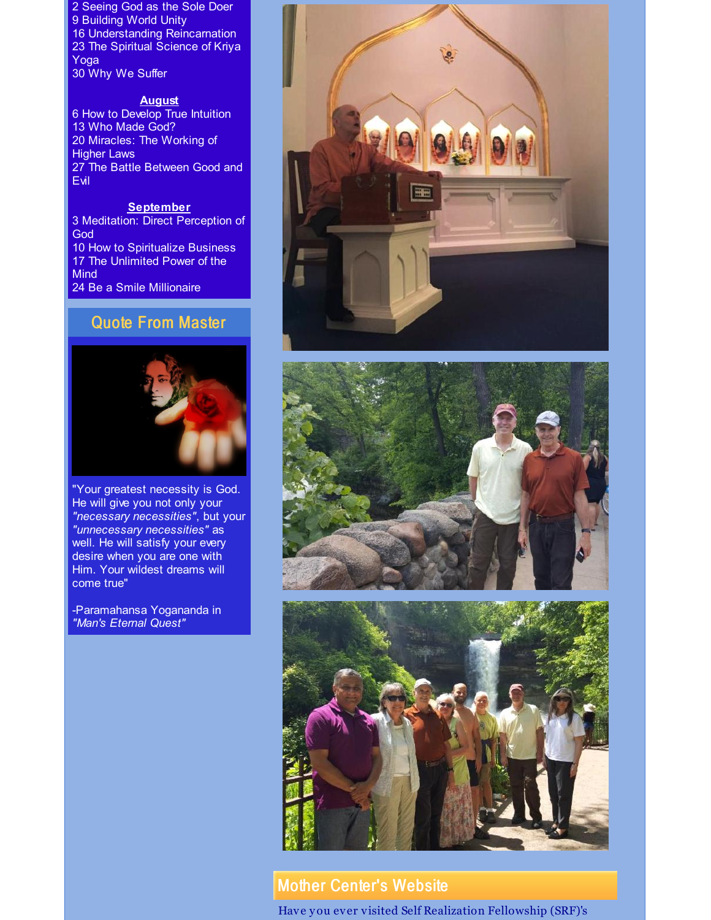2 Seeing God as the Sole Doer
9 Building World Unity
16 Understanding Reincarnation
23 The Spiritual Science of Kriya Yoga
30 Why We Suffer

**August**

6 How to Develop True Intuition
13 Who Made God?
20 Miracles: The Working of Higher Laws
27 The Battle Between Good and Evil

**September**

3 Meditation: Direct Perception of God
10 How to Spiritualize Business
17 The Unlimited Power of the Mind
24 Be a Smile Millionaire

## Quote From Master

"Your greatest necessity is God. He will give you not only your *"necessary necessities"*, but your *"unnecessary necessities"* as well. He will satisfy your every desire when you are one with Him. Your wildest dreams will come true"

-Paramahansa Yogananda in *"Man's Eternal Quest"*

## Mother Center's Website

Have you ever visited Self Realization Fellowship (SRF)'s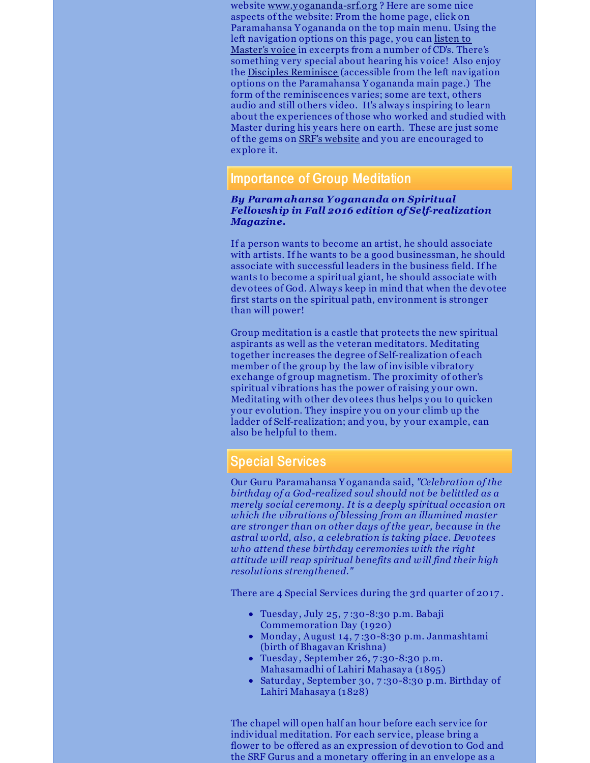website www.yogananda-srf.org ? Here are some nice aspects of the website: From the home page, click on Paramahansa Yogananda on the top main menu. Using the left navigation options on this page, you can listen to Master's voice in excerpts from a number of CD's. There's something very special about hearing his voice! Also enjoy the Disciples Reminisce (accessible from the left navigation options on the Paramahansa Yogananda main page.) The form of the reminiscences varies; some are text, others audio and still others video. It's always inspiring to learn about the experiences of those who worked and studied with Master during his years here on earth. These are just some of the gems on SRF's website and you are encouraged to explore it.

## Importance of Group Meditation

***By Paramahansa Yogananda on Spiritual Fellowship in Fall 2016 edition of Self-realization Magazine.***

If a person wants to become an artist, he should associate with artists. If he wants to be a good businessman, he should associate with successful leaders in the business field. If he wants to become a spiritual giant, he should associate with devotees of God. Always keep in mind that when the devotee first starts on the spiritual path, environment is stronger than will power!

Group meditation is a castle that protects the new spiritual aspirants as well as the veteran meditators. Meditating together increases the degree of Self-realization of each member of the group by the law of invisible vibratory exchange of group magnetism. The proximity of other's spiritual vibrations has the power of raising your own. Meditating with other devotees thus helps you to quicken your evolution. They inspire you on your climb up the ladder of Self-realization; and you, by your example, can also be helpful to them.

## Special Services

Our Guru Paramahansa Yogananda said, *"Celebration of the birthday of a God-realized soul should not be belittled as a merely social ceremony. It is a deeply spiritual occasion on which the vibrations of blessing from an illumined master are stronger than on other days of the year, because in the astral world, also, a celebration is taking place. Devotees who attend these birthday ceremonies with the right attitude will reap spiritual benefits and will find their high resolutions strengthened."*

There are 4 Special Services during the 3rd quarter of 2017.

- Tuesday, July 25, 7:30-8:30 p.m. Babaji Commemoration Day (1920)
- Monday, August 14, 7:30-8:30 p.m. Janmashtami (birth of Bhagavan Krishna)
- Tuesday, September 26, 7:30-8:30 p.m. Mahasamadhi of Lahiri Mahasaya (1895)
- Saturday, September 30, 7:30-8:30 p.m. Birthday of Lahiri Mahasaya (1828)

The chapel will open half an hour before each service for individual meditation. For each service, please bring a flower to be offered as an expression of devotion to God and the SRF Gurus and a monetary offering in an envelope as a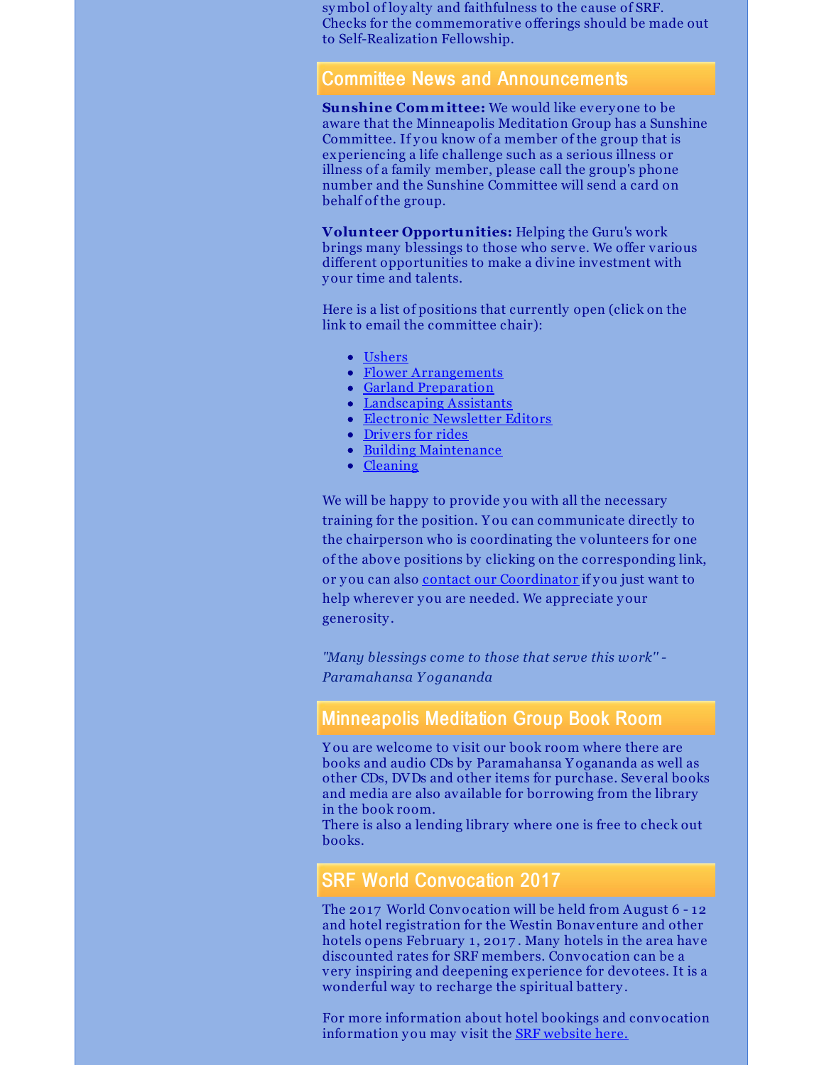symbol of loyalty and faithfulness to the cause of SRF. Checks for the commemorative offerings should be made out to Self-Realization Fellowship.

## Committee News and Announcements

**Sunshine Committee:** We would like everyone to be aware that the Minneapolis Meditation Group has a Sunshine Committee. If you know of a member of the group that is experiencing a life challenge such as a serious illness or illness of a family member, please call the group's phone number and the Sunshine Committee will send a card on behalf of the group.

**Volunteer Opportunities:** Helping the Guru's work brings many blessings to those who serve. We offer various different opportunities to make a divine investment with your time and talents.

Here is a list of positions that currently open (click on the link to email the committee chair):

- Ushers
- Flower Arrangements
- Garland Preparation
- Landscaping Assistants
- Electronic Newsletter Editors
- Drivers for rides
- Building Maintenance
- Cleaning

We will be happy to provide you with all the necessary training for the position. You can communicate directly to the chairperson who is coordinating the volunteers for one of the above positions by clicking on the corresponding link, or you can also contact our Coordinator if you just want to help wherever you are needed. We appreciate your generosity.

*"Many blessings come to those that serve this work" - Paramahansa Yogananda*

## Minneapolis Meditation Group Book Room

You are welcome to visit our book room where there are books and audio CDs by Paramahansa Yogananda as well as other CDs, DVDs and other items for purchase. Several books and media are also available for borrowing from the library in the book room.
There is also a lending library where one is free to check out books.

## SRF World Convocation 2017

The 2017 World Convocation will be held from August 6 - 12 and hotel registration for the Westin Bonaventure and other hotels opens February 1, 2017. Many hotels in the area have discounted rates for SRF members. Convocation can be a very inspiring and deepening experience for devotees. It is a wonderful way to recharge the spiritual battery.

For more information about hotel bookings and convocation information you may visit the SRF website here.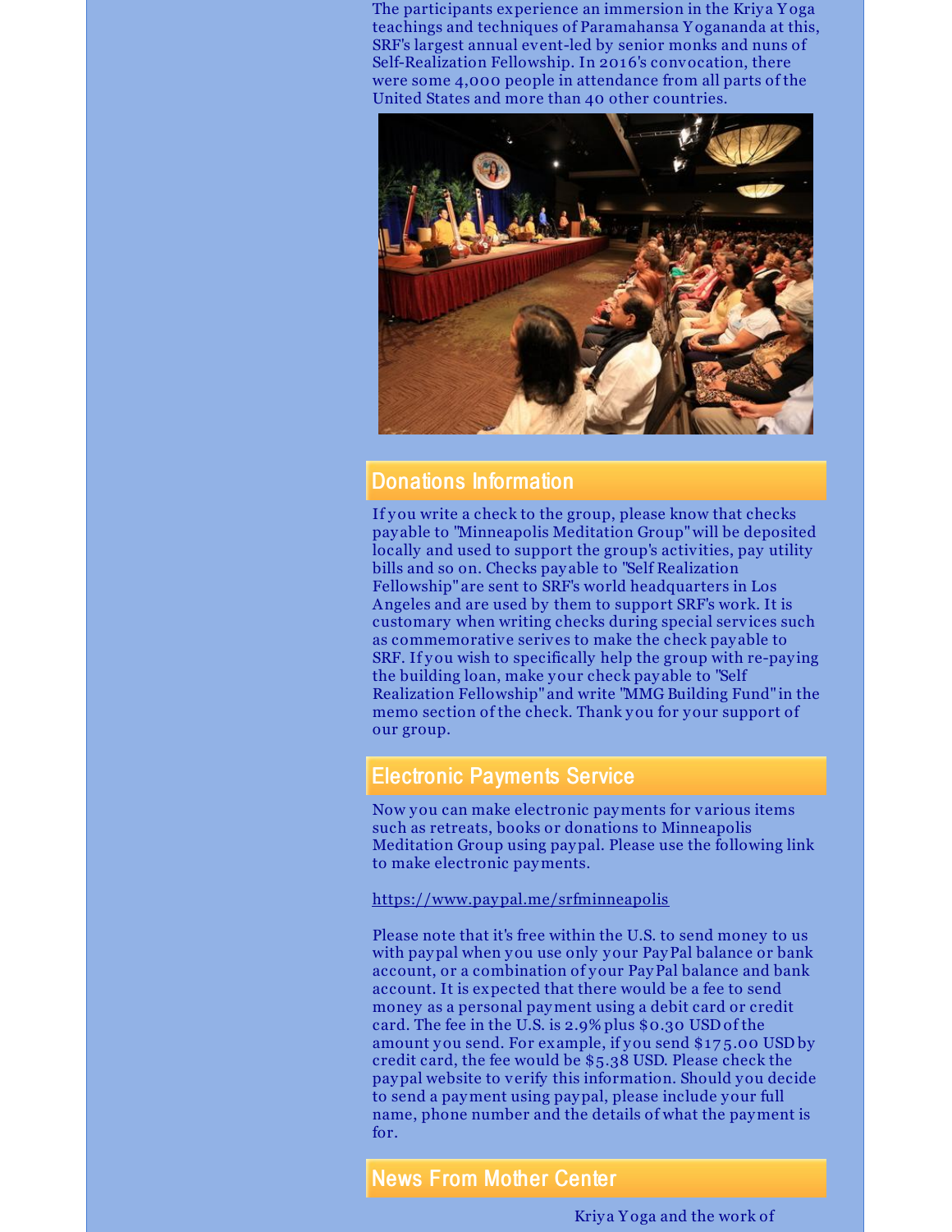The participants experience an immersion in the Kriya Yoga teachings and techniques of Paramahansa Yogananda at this, SRF's largest annual event-led by senior monks and nuns of Self-Realization Fellowship. In 2016's convocation, there were some 4,000 people in attendance from all parts of the United States and more than 40 other countries.

## Donations Information

If you write a check to the group, please know that checks payable to "Minneapolis Meditation Group" will be deposited locally and used to support the group's activities, pay utility bills and so on. Checks payable to "Self Realization Fellowship" are sent to SRF's world headquarters in Los Angeles and are used by them to support SRF's work. It is customary when writing checks during special services such as commemorative serives to make the check payable to SRF. If you wish to specifically help the group with re-paying the building loan, make your check payable to "Self Realization Fellowship" and write "MMG Building Fund" in the memo section of the check. Thank you for your support of our group.

## Electronic Payments Service

Now you can make electronic payments for various items such as retreats, books or donations to Minneapolis Meditation Group using paypal. Please use the following link to make electronic payments.

https://www.paypal.me/srfminneapolis

Please note that it's free within the U.S. to send money to us with paypal when you use only your PayPal balance or bank account, or a combination of your PayPal balance and bank account. It is expected that there would be a fee to send money as a personal payment using a debit card or credit card. The fee in the U.S. is 2.9% plus $0.30 USD of the amount you send. For example, if you send $175.00 USD by credit card, the fee would be $5.38 USD. Please check the paypal website to verify this information. Should you decide to send a payment using paypal, please include your full name, phone number and the details of what the payment is for.

## News From Mother Center

Kriya Yoga and the work of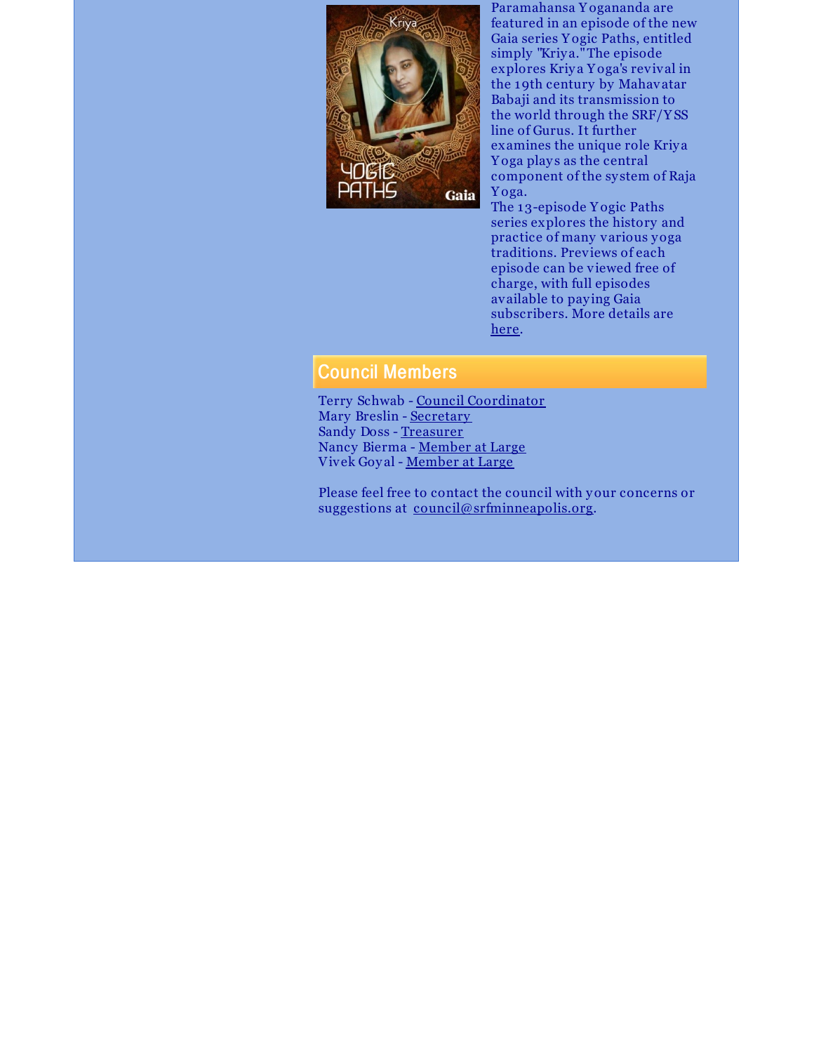Paramahansa Yogananda are featured in an episode of the new Gaia series Yogic Paths, entitled simply "Kriya." The episode explores Kriya Yoga's revival in the 19th century by Mahavatar Babaji and its transmission to the world through the SRF/YSS line of Gurus. It further examines the unique role Kriya Yoga plays as the central component of the system of Raja Yoga.

The 13-episode Yogic Paths series explores the history and practice of many various yoga traditions. Previews of each episode can be viewed free of charge, with full episodes available to paying Gaia subscribers. More details are here.

## Council Members

Terry Schwab - Council Coordinator
Mary Breslin - Secretary
Sandy Doss - Treasurer
Nancy Bierma - Member at Large
Vivek Goyal - Member at Large

Please feel free to contact the council with your concerns or suggestions at council@srfminneapolis.org.